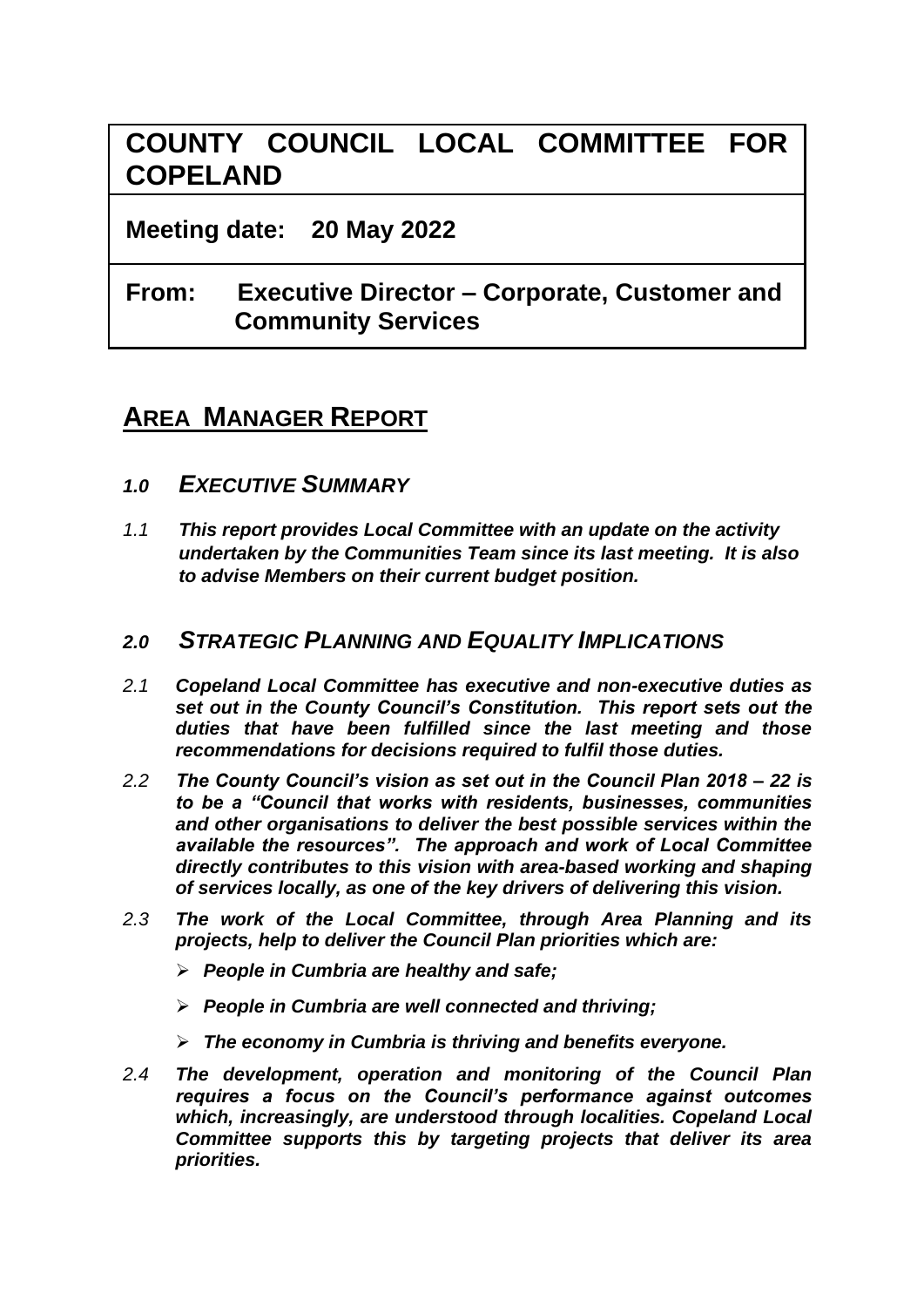# COUNTY COUNCIL LOCAL COMMITTEE FOR COPELAND

**Meeting date: 20 May 2022**

**From: Executive Director – Corporate, Customer and Community Services**

## AREA MANAGER REPORT

### *1.0 EXECUTIVE SUMMARY*

*1.1* ***This report provides Local Committee with an update on the activity undertaken by the Communities Team since its last meeting. It is also to advise Members on their current budget position.***

### *2.0 STRATEGIC PLANNING AND EQUALITY IMPLICATIONS*

*2.1* ***Copeland Local Committee has executive and non-executive duties as set out in the County Council's Constitution. This report sets out the duties that have been fulfilled since the last meeting and those recommendations for decisions required to fulfil those duties.***

*2.2* ***The County Council's vision as set out in the Council Plan 2018 – 22 is to be a "Council that works with residents, businesses, communities and other organisations to deliver the best possible services within the available the resources". The approach and work of Local Committee directly contributes to this vision with area-based working and shaping of services locally, as one of the key drivers of delivering this vision.***

*2.3* ***The work of the Local Committee, through Area Planning and its projects, help to deliver the Council Plan priorities which are:***

- ***People in Cumbria are healthy and safe;***
- ***People in Cumbria are well connected and thriving;***
- ***The economy in Cumbria is thriving and benefits everyone.***

*2.4* ***The development, operation and monitoring of the Council Plan requires a focus on the Council's performance against outcomes which, increasingly, are understood through localities. Copeland Local Committee supports this by targeting projects that deliver its area priorities.***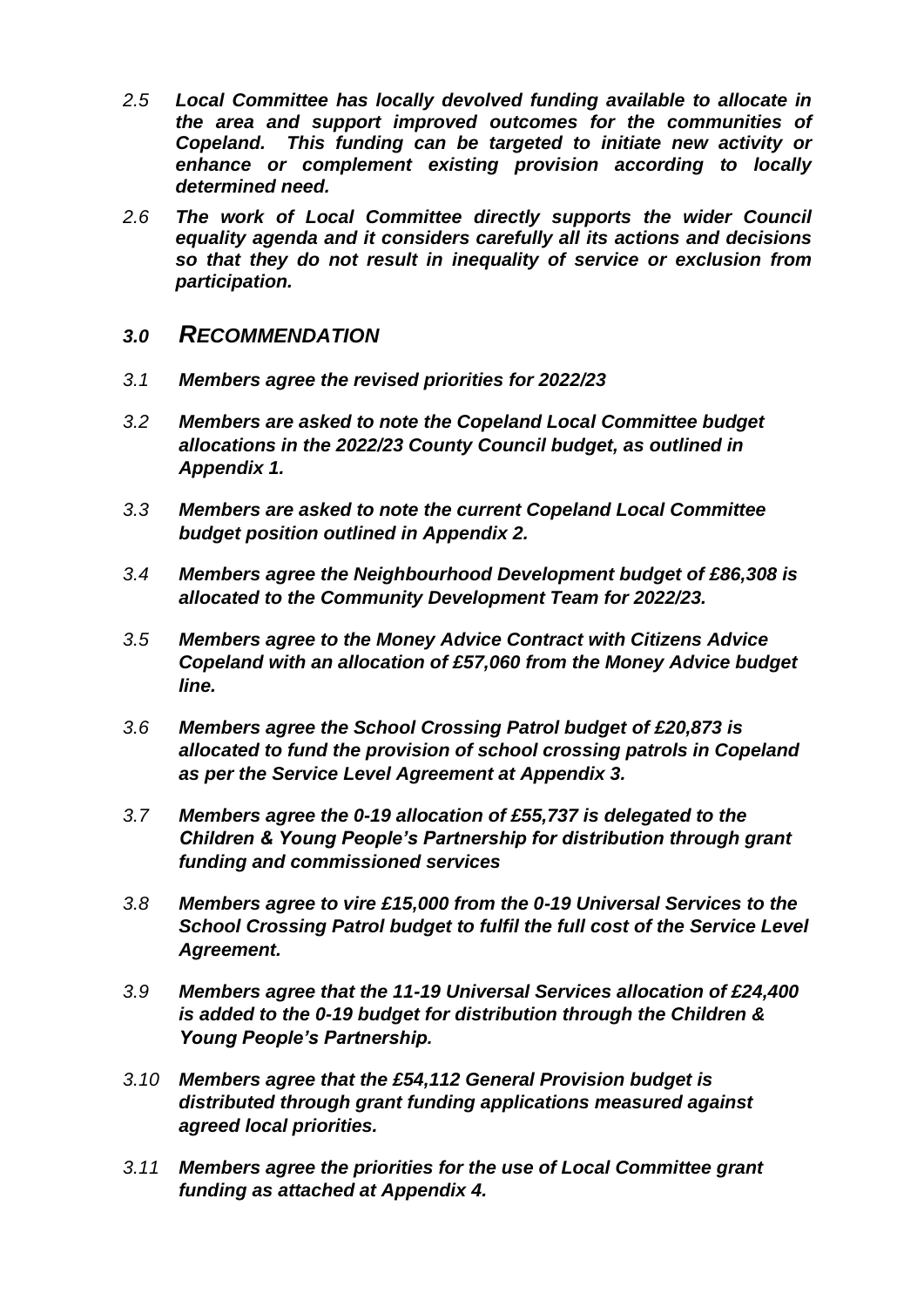2.5 ***Local Committee has locally devolved funding available to allocate in the area and support improved outcomes for the communities of Copeland. This funding can be targeted to initiate new activity or enhance or complement existing provision according to locally determined need.***

2.6 ***The work of Local Committee directly supports the wider Council equality agenda and it considers carefully all its actions and decisions so that they do not result in inequality of service or exclusion from participation.***

## *3.0 RECOMMENDATION*

3.1 ***Members agree the revised priorities for 2022/23***

3.2 ***Members are asked to note the Copeland Local Committee budget allocations in the 2022/23 County Council budget, as outlined in Appendix 1.***

3.3 ***Members are asked to note the current Copeland Local Committee budget position outlined in Appendix 2.***

3.4 ***Members agree the Neighbourhood Development budget of £86,308 is allocated to the Community Development Team for 2022/23.***

3.5 ***Members agree to the Money Advice Contract with Citizens Advice Copeland with an allocation of £57,060 from the Money Advice budget line.***

3.6 ***Members agree the School Crossing Patrol budget of £20,873 is allocated to fund the provision of school crossing patrols in Copeland as per the Service Level Agreement at Appendix 3.***

3.7 ***Members agree the 0-19 allocation of £55,737 is delegated to the Children & Young People's Partnership for distribution through grant funding and commissioned services***

3.8 ***Members agree to vire £15,000 from the 0-19 Universal Services to the School Crossing Patrol budget to fulfil the full cost of the Service Level Agreement.***

3.9 ***Members agree that the 11-19 Universal Services allocation of £24,400 is added to the 0-19 budget for distribution through the Children & Young People's Partnership.***

3.10 ***Members agree that the £54,112 General Provision budget is distributed through grant funding applications measured against agreed local priorities.***

3.11 ***Members agree the priorities for the use of Local Committee grant funding as attached at Appendix 4.***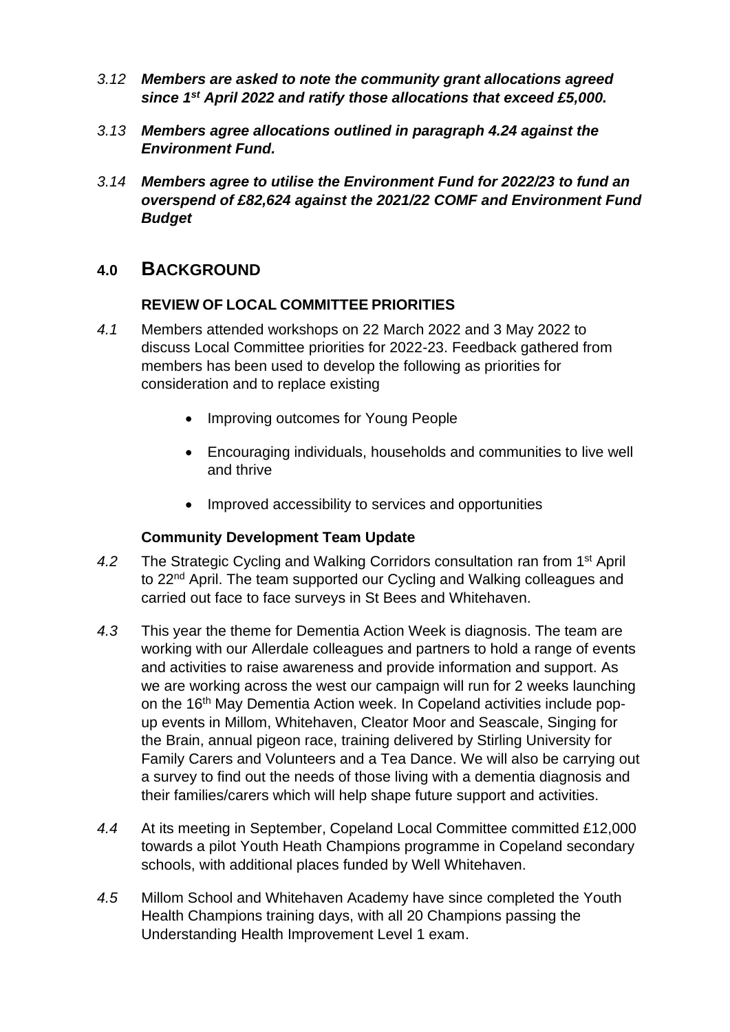*3.12* ***Members are asked to note the community grant allocations agreed since 1st April 2022 and ratify those allocations that exceed £5,000.***

*3.13* ***Members agree allocations outlined in paragraph 4.24 against the Environment Fund.***

*3.14* ***Members agree to utilise the Environment Fund for 2022/23 to fund an overspend of £82,624 against the 2021/22 COMF and Environment Fund Budget***

## 4.0 BACKGROUND

### REVIEW OF LOCAL COMMITTEE PRIORITIES

*4.1* Members attended workshops on 22 March 2022 and 3 May 2022 to discuss Local Committee priorities for 2022-23. Feedback gathered from members has been used to develop the following as priorities for consideration and to replace existing

- Improving outcomes for Young People
- Encouraging individuals, households and communities to live well and thrive
- Improved accessibility to services and opportunities

### Community Development Team Update

*4.2* The Strategic Cycling and Walking Corridors consultation ran from 1st April to 22nd April. The team supported our Cycling and Walking colleagues and carried out face to face surveys in St Bees and Whitehaven.

*4.3* This year the theme for Dementia Action Week is diagnosis. The team are working with our Allerdale colleagues and partners to hold a range of events and activities to raise awareness and provide information and support. As we are working across the west our campaign will run for 2 weeks launching on the 16th May Dementia Action week. In Copeland activities include pop-up events in Millom, Whitehaven, Cleator Moor and Seascale, Singing for the Brain, annual pigeon race, training delivered by Stirling University for Family Carers and Volunteers and a Tea Dance. We will also be carrying out a survey to find out the needs of those living with a dementia diagnosis and their families/carers which will help shape future support and activities.

*4.4* At its meeting in September, Copeland Local Committee committed £12,000 towards a pilot Youth Heath Champions programme in Copeland secondary schools, with additional places funded by Well Whitehaven.

*4.5* Millom School and Whitehaven Academy have since completed the Youth Health Champions training days, with all 20 Champions passing the Understanding Health Improvement Level 1 exam.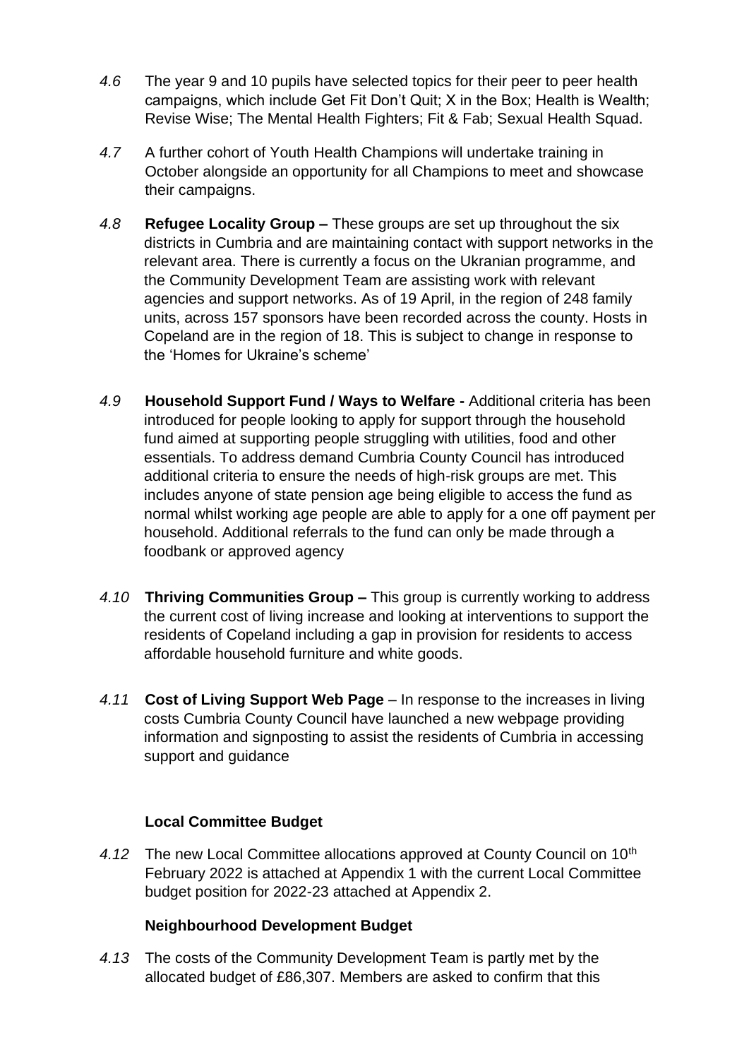*4.6* The year 9 and 10 pupils have selected topics for their peer to peer health campaigns, which include Get Fit Don't Quit; X in the Box; Health is Wealth; Revise Wise; The Mental Health Fighters; Fit & Fab; Sexual Health Squad.

*4.7* A further cohort of Youth Health Champions will undertake training in October alongside an opportunity for all Champions to meet and showcase their campaigns.

*4.8* **Refugee Locality Group –** These groups are set up throughout the six districts in Cumbria and are maintaining contact with support networks in the relevant area. There is currently a focus on the Ukranian programme, and the Community Development Team are assisting work with relevant agencies and support networks. As of 19 April, in the region of 248 family units, across 157 sponsors have been recorded across the county. Hosts in Copeland are in the region of 18. This is subject to change in response to the 'Homes for Ukraine's scheme'

*4.9* **Household Support Fund / Ways to Welfare -** Additional criteria has been introduced for people looking to apply for support through the household fund aimed at supporting people struggling with utilities, food and other essentials. To address demand Cumbria County Council has introduced additional criteria to ensure the needs of high-risk groups are met. This includes anyone of state pension age being eligible to access the fund as normal whilst working age people are able to apply for a one off payment per household. Additional referrals to the fund can only be made through a foodbank or approved agency

*4.10* **Thriving Communities Group –** This group is currently working to address the current cost of living increase and looking at interventions to support the residents of Copeland including a gap in provision for residents to access affordable household furniture and white goods.

*4.11* **Cost of Living Support Web Page** – In response to the increases in living costs Cumbria County Council have launched a new webpage providing information and signposting to assist the residents of Cumbria in accessing support and guidance

### Local Committee Budget

*4.12* The new Local Committee allocations approved at County Council on 10th February 2022 is attached at Appendix 1 with the current Local Committee budget position for 2022-23 attached at Appendix 2.

### Neighbourhood Development Budget

*4.13* The costs of the Community Development Team is partly met by the allocated budget of £86,307. Members are asked to confirm that this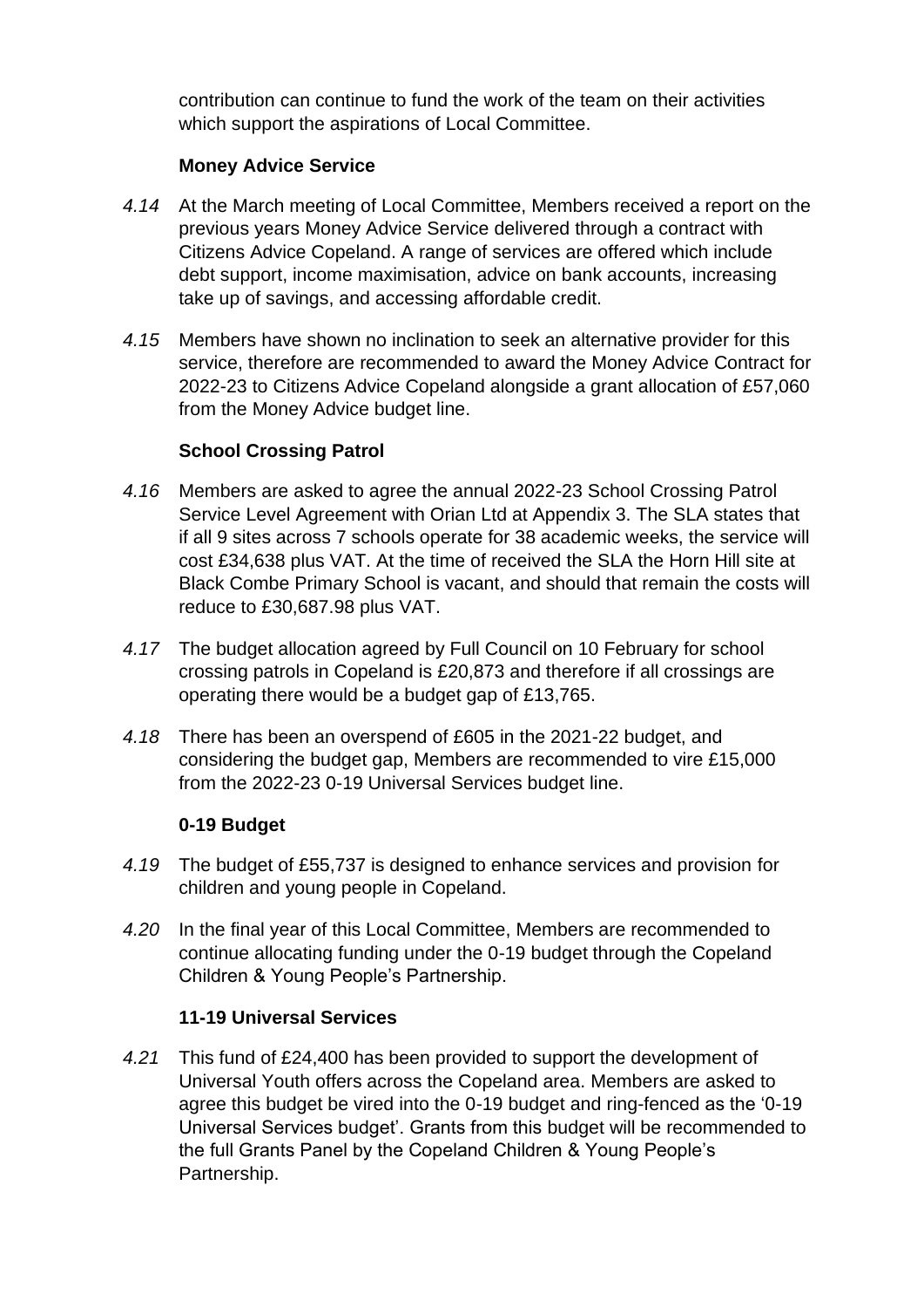contribution can continue to fund the work of the team on their activities which support the aspirations of Local Committee.

**Money Advice Service**

*4.14* At the March meeting of Local Committee, Members received a report on the previous years Money Advice Service delivered through a contract with Citizens Advice Copeland. A range of services are offered which include debt support, income maximisation, advice on bank accounts, increasing take up of savings, and accessing affordable credit.

*4.15* Members have shown no inclination to seek an alternative provider for this service, therefore are recommended to award the Money Advice Contract for 2022-23 to Citizens Advice Copeland alongside a grant allocation of £57,060 from the Money Advice budget line.

**School Crossing Patrol**

*4.16* Members are asked to agree the annual 2022-23 School Crossing Patrol Service Level Agreement with Orian Ltd at Appendix 3. The SLA states that if all 9 sites across 7 schools operate for 38 academic weeks, the service will cost £34,638 plus VAT. At the time of received the SLA the Horn Hill site at Black Combe Primary School is vacant, and should that remain the costs will reduce to £30,687.98 plus VAT.

*4.17* The budget allocation agreed by Full Council on 10 February for school crossing patrols in Copeland is £20,873 and therefore if all crossings are operating there would be a budget gap of £13,765.

*4.18* There has been an overspend of £605 in the 2021-22 budget, and considering the budget gap, Members are recommended to vire £15,000 from the 2022-23 0-19 Universal Services budget line.

**0-19 Budget**

*4.19* The budget of £55,737 is designed to enhance services and provision for children and young people in Copeland.

*4.20* In the final year of this Local Committee, Members are recommended to continue allocating funding under the 0-19 budget through the Copeland Children & Young People's Partnership.

**11-19 Universal Services**

*4.21* This fund of £24,400 has been provided to support the development of Universal Youth offers across the Copeland area. Members are asked to agree this budget be vired into the 0-19 budget and ring-fenced as the '0-19 Universal Services budget'. Grants from this budget will be recommended to the full Grants Panel by the Copeland Children & Young People's Partnership.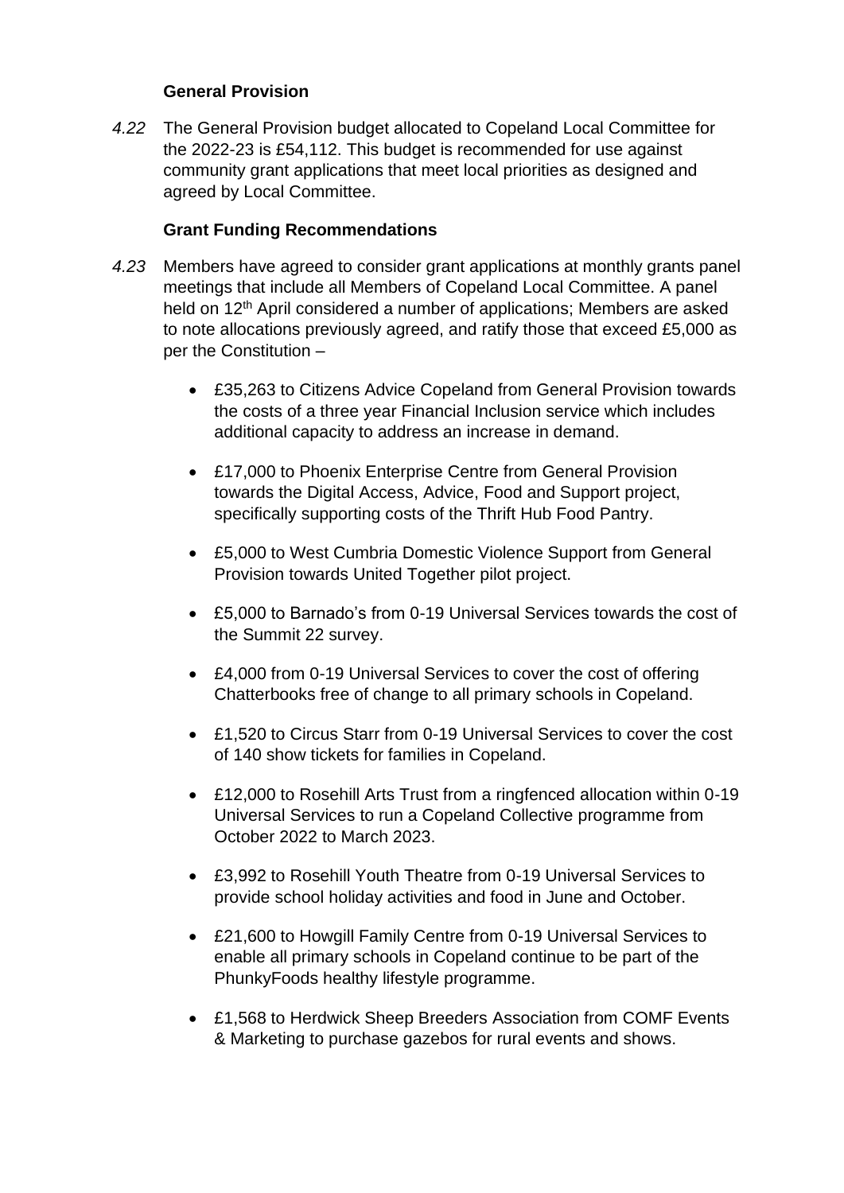**General Provision**

*4.22* The General Provision budget allocated to Copeland Local Committee for the 2022-23 is £54,112. This budget is recommended for use against community grant applications that meet local priorities as designed and agreed by Local Committee.

**Grant Funding Recommendations**

*4.23* Members have agreed to consider grant applications at monthly grants panel meetings that include all Members of Copeland Local Committee. A panel held on 12th April considered a number of applications; Members are asked to note allocations previously agreed, and ratify those that exceed £5,000 as per the Constitution –

- £35,263 to Citizens Advice Copeland from General Provision towards the costs of a three year Financial Inclusion service which includes additional capacity to address an increase in demand.
- £17,000 to Phoenix Enterprise Centre from General Provision towards the Digital Access, Advice, Food and Support project, specifically supporting costs of the Thrift Hub Food Pantry.
- £5,000 to West Cumbria Domestic Violence Support from General Provision towards United Together pilot project.
- £5,000 to Barnado's from 0-19 Universal Services towards the cost of the Summit 22 survey.
- £4,000 from 0-19 Universal Services to cover the cost of offering Chatterbooks free of change to all primary schools in Copeland.
- £1,520 to Circus Starr from 0-19 Universal Services to cover the cost of 140 show tickets for families in Copeland.
- £12,000 to Rosehill Arts Trust from a ringfenced allocation within 0-19 Universal Services to run a Copeland Collective programme from October 2022 to March 2023.
- £3,992 to Rosehill Youth Theatre from 0-19 Universal Services to provide school holiday activities and food in June and October.
- £21,600 to Howgill Family Centre from 0-19 Universal Services to enable all primary schools in Copeland continue to be part of the PhunkyFoods healthy lifestyle programme.
- £1,568 to Herdwick Sheep Breeders Association from COMF Events & Marketing to purchase gazebos for rural events and shows.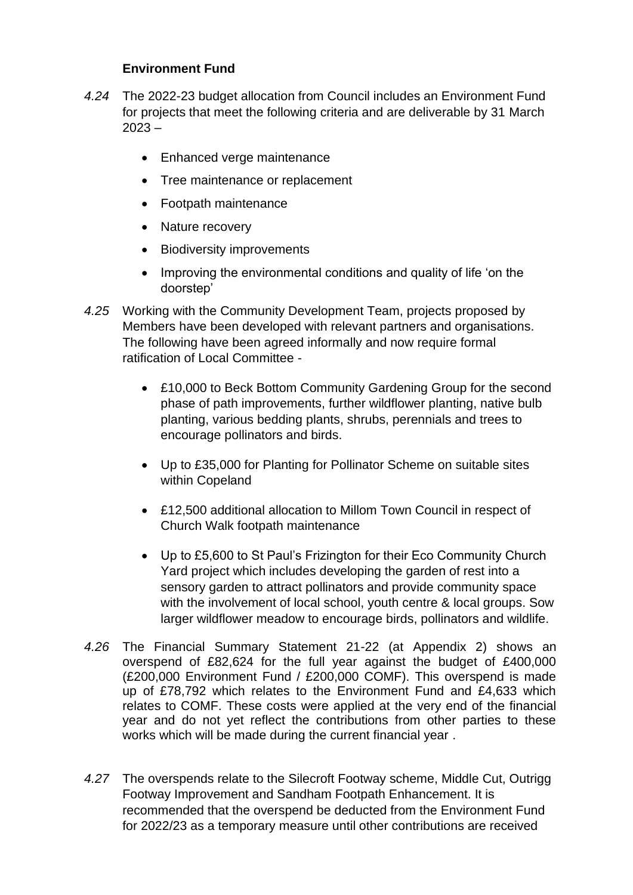### Environment Fund

*4.24* The 2022-23 budget allocation from Council includes an Environment Fund for projects that meet the following criteria and are deliverable by 31 March 2023 –

- Enhanced verge maintenance
- Tree maintenance or replacement
- Footpath maintenance
- Nature recovery
- Biodiversity improvements
- Improving the environmental conditions and quality of life 'on the doorstep'

*4.25* Working with the Community Development Team, projects proposed by Members have been developed with relevant partners and organisations. The following have been agreed informally and now require formal ratification of Local Committee -

- £10,000 to Beck Bottom Community Gardening Group for the second phase of path improvements, further wildflower planting, native bulb planting, various bedding plants, shrubs, perennials and trees to encourage pollinators and birds.
- Up to £35,000 for Planting for Pollinator Scheme on suitable sites within Copeland
- £12,500 additional allocation to Millom Town Council in respect of Church Walk footpath maintenance
- Up to £5,600 to St Paul's Frizington for their Eco Community Church Yard project which includes developing the garden of rest into a sensory garden to attract pollinators and provide community space with the involvement of local school, youth centre & local groups. Sow larger wildflower meadow to encourage birds, pollinators and wildlife.

*4.26* The Financial Summary Statement 21-22 (at Appendix 2) shows an overspend of £82,624 for the full year against the budget of £400,000 (£200,000 Environment Fund / £200,000 COMF). This overspend is made up of £78,792 which relates to the Environment Fund and £4,633 which relates to COMF. These costs were applied at the very end of the financial year and do not yet reflect the contributions from other parties to these works which will be made during the current financial year .

*4.27* The overspends relate to the Silecroft Footway scheme, Middle Cut, Outrigg Footway Improvement and Sandham Footpath Enhancement. It is recommended that the overspend be deducted from the Environment Fund for 2022/23 as a temporary measure until other contributions are received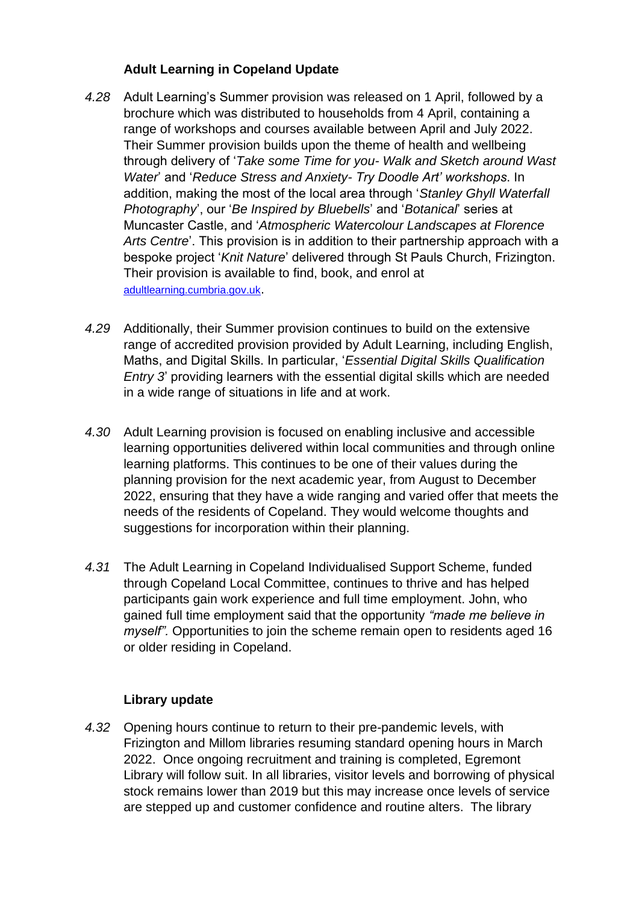**Adult Learning in Copeland Update**

*4.28* Adult Learning's Summer provision was released on 1 April, followed by a brochure which was distributed to households from 4 April, containing a range of workshops and courses available between April and July 2022. Their Summer provision builds upon the theme of health and wellbeing through delivery of '*Take some Time for you- Walk and Sketch around Wast Water*' and '*Reduce Stress and Anxiety- Try Doodle Art' workshops*. In addition, making the most of the local area through '*Stanley Ghyll Waterfall Photography*', our '*Be Inspired by Bluebells*' and '*Botanical*' series at Muncaster Castle, and '*Atmospheric Watercolour Landscapes at Florence Arts Centre*'. This provision is in addition to their partnership approach with a bespoke project '*Knit Nature*' delivered through St Pauls Church, Frizington. Their provision is available to find, book, and enrol at adultlearning.cumbria.gov.uk.

*4.29* Additionally, their Summer provision continues to build on the extensive range of accredited provision provided by Adult Learning, including English, Maths, and Digital Skills. In particular, '*Essential Digital Skills Qualification Entry 3*' providing learners with the essential digital skills which are needed in a wide range of situations in life and at work.

*4.30* Adult Learning provision is focused on enabling inclusive and accessible learning opportunities delivered within local communities and through online learning platforms. This continues to be one of their values during the planning provision for the next academic year, from August to December 2022, ensuring that they have a wide ranging and varied offer that meets the needs of the residents of Copeland. They would welcome thoughts and suggestions for incorporation within their planning.

*4.31* The Adult Learning in Copeland Individualised Support Scheme, funded through Copeland Local Committee, continues to thrive and has helped participants gain work experience and full time employment. John, who gained full time employment said that the opportunity *"made me believe in myself".* Opportunities to join the scheme remain open to residents aged 16 or older residing in Copeland.

**Library update**

*4.32* Opening hours continue to return to their pre-pandemic levels, with Frizington and Millom libraries resuming standard opening hours in March 2022. Once ongoing recruitment and training is completed, Egremont Library will follow suit. In all libraries, visitor levels and borrowing of physical stock remains lower than 2019 but this may increase once levels of service are stepped up and customer confidence and routine alters. The library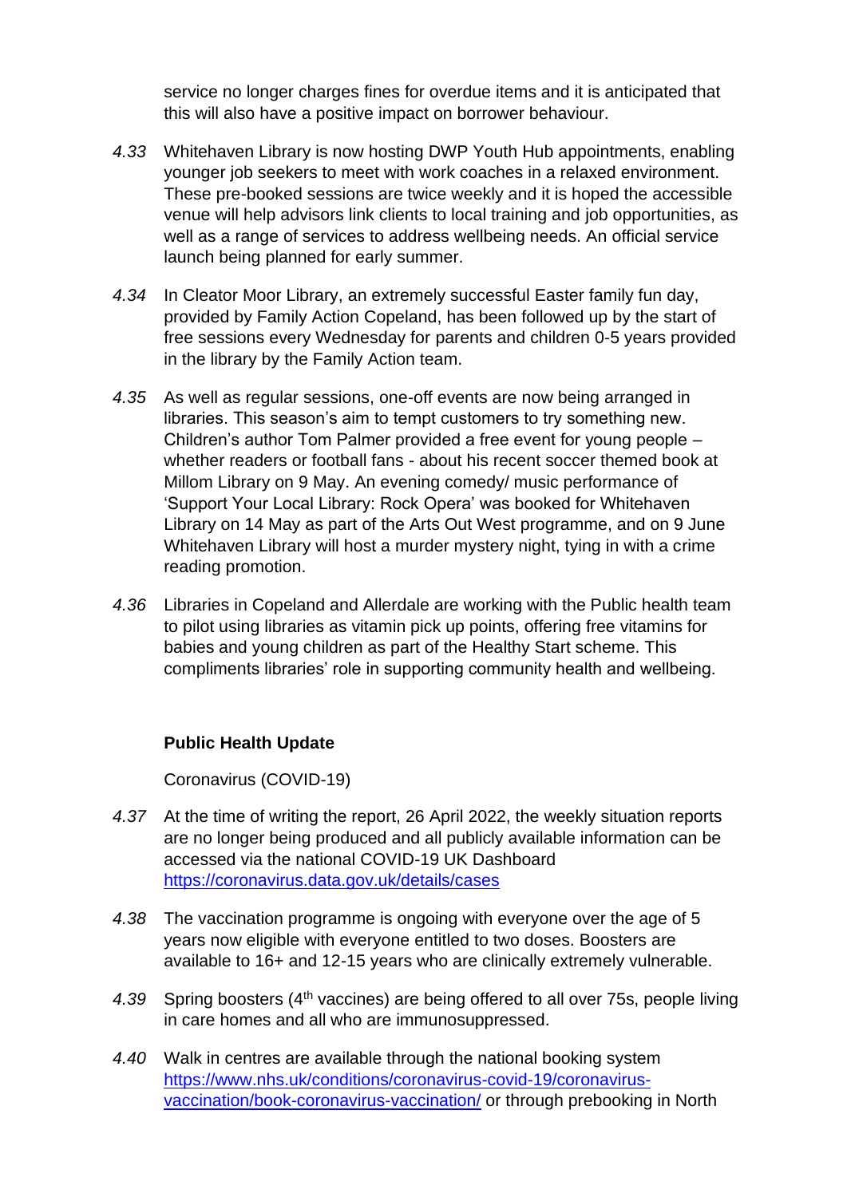service no longer charges fines for overdue items and it is anticipated that this will also have a positive impact on borrower behaviour.

*4.33* Whitehaven Library is now hosting DWP Youth Hub appointments, enabling younger job seekers to meet with work coaches in a relaxed environment. These pre-booked sessions are twice weekly and it is hoped the accessible venue will help advisors link clients to local training and job opportunities, as well as a range of services to address wellbeing needs. An official service launch being planned for early summer.

*4.34* In Cleator Moor Library, an extremely successful Easter family fun day, provided by Family Action Copeland, has been followed up by the start of free sessions every Wednesday for parents and children 0-5 years provided in the library by the Family Action team.

*4.35* As well as regular sessions, one-off events are now being arranged in libraries. This season's aim to tempt customers to try something new. Children's author Tom Palmer provided a free event for young people – whether readers or football fans - about his recent soccer themed book at Millom Library on 9 May. An evening comedy/ music performance of 'Support Your Local Library: Rock Opera' was booked for Whitehaven Library on 14 May as part of the Arts Out West programme, and on 9 June Whitehaven Library will host a murder mystery night, tying in with a crime reading promotion.

*4.36* Libraries in Copeland and Allerdale are working with the Public health team to pilot using libraries as vitamin pick up points, offering free vitamins for babies and young children as part of the Healthy Start scheme. This compliments libraries' role in supporting community health and wellbeing.

**Public Health Update**

Coronavirus (COVID-19)

*4.37* At the time of writing the report, 26 April 2022, the weekly situation reports are no longer being produced and all publicly available information can be accessed via the national COVID-19 UK Dashboard https://coronavirus.data.gov.uk/details/cases

*4.38* The vaccination programme is ongoing with everyone over the age of 5 years now eligible with everyone entitled to two doses. Boosters are available to 16+ and 12-15 years who are clinically extremely vulnerable.

*4.39* Spring boosters (4th vaccines) are being offered to all over 75s, people living in care homes and all who are immunosuppressed.

*4.40* Walk in centres are available through the national booking system https://www.nhs.uk/conditions/coronavirus-covid-19/coronavirus-vaccination/book-coronavirus-vaccination/ or through prebooking in North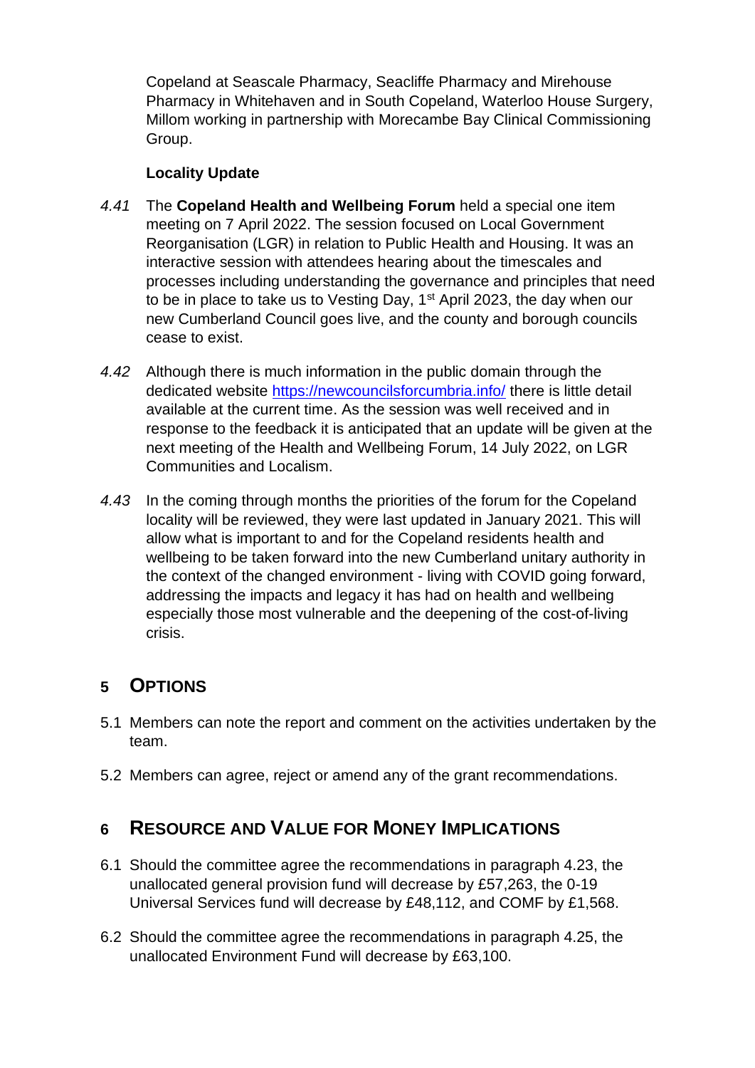Copeland at Seascale Pharmacy, Seacliffe Pharmacy and Mirehouse Pharmacy in Whitehaven and in South Copeland, Waterloo House Surgery, Millom working in partnership with Morecambe Bay Clinical Commissioning Group.

**Locality Update**

*4.41* The **Copeland Health and Wellbeing Forum** held a special one item meeting on 7 April 2022. The session focused on Local Government Reorganisation (LGR) in relation to Public Health and Housing. It was an interactive session with attendees hearing about the timescales and processes including understanding the governance and principles that need to be in place to take us to Vesting Day, 1st April 2023, the day when our new Cumberland Council goes live, and the county and borough councils cease to exist.

*4.42* Although there is much information in the public domain through the dedicated website https://newcouncilsforcumbria.info/ there is little detail available at the current time. As the session was well received and in response to the feedback it is anticipated that an update will be given at the next meeting of the Health and Wellbeing Forum, 14 July 2022, on LGR Communities and Localism.

*4.43* In the coming through months the priorities of the forum for the Copeland locality will be reviewed, they were last updated in January 2021. This will allow what is important to and for the Copeland residents health and wellbeing to be taken forward into the new Cumberland unitary authority in the context of the changed environment - living with COVID going forward, addressing the impacts and legacy it has had on health and wellbeing especially those most vulnerable and the deepening of the cost-of-living crisis.

## 5 OPTIONS

5.1 Members can note the report and comment on the activities undertaken by the team.

5.2 Members can agree, reject or amend any of the grant recommendations.

## 6 RESOURCE AND VALUE FOR MONEY IMPLICATIONS

6.1 Should the committee agree the recommendations in paragraph 4.23, the unallocated general provision fund will decrease by £57,263, the 0-19 Universal Services fund will decrease by £48,112, and COMF by £1,568.

6.2 Should the committee agree the recommendations in paragraph 4.25, the unallocated Environment Fund will decrease by £63,100.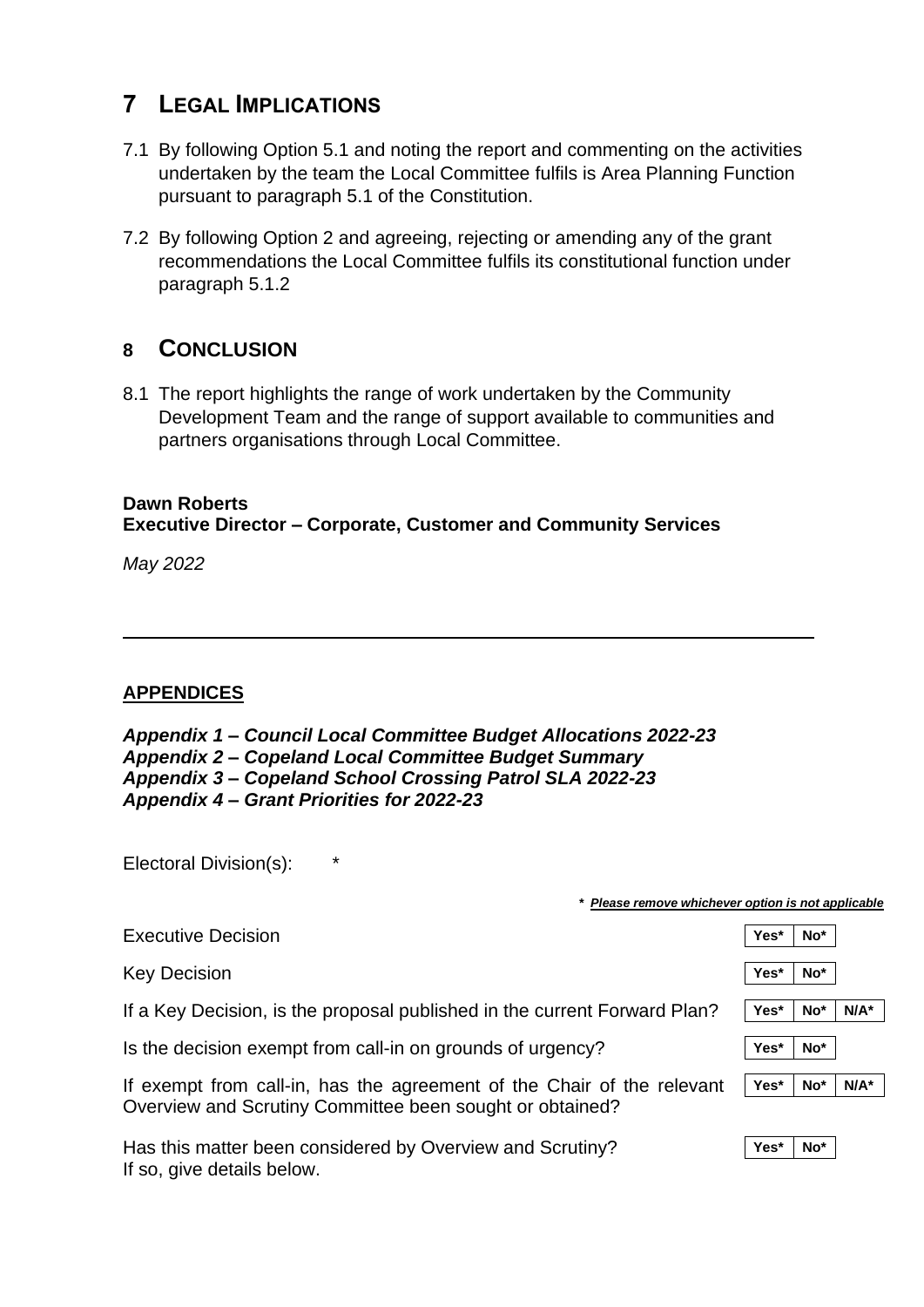# 7 LEGAL IMPLICATIONS

7.1 By following Option 5.1 and noting the report and commenting on the activities undertaken by the team the Local Committee fulfils is Area Planning Function pursuant to paragraph 5.1 of the Constitution.

7.2 By following Option 2 and agreeing, rejecting or amending any of the grant recommendations the Local Committee fulfils its constitutional function under paragraph 5.1.2

# 8 CONCLUSION

8.1 The report highlights the range of work undertaken by the Community Development Team and the range of support available to communities and partners organisations through Local Committee.

**Dawn Roberts**
**Executive Director – Corporate, Customer and Community Services**

*May 2022*

---

**APPENDICES**

***Appendix 1 – Council Local Committee Budget Allocations 2022-23***
***Appendix 2 – Copeland Local Committee Budget Summary***
***Appendix 3 – Copeland School Crossing Patrol SLA 2022-23***
***Appendix 4 – Grant Priorities for 2022-23***

Electoral Division(s): *

*\* Please remove whichever option is not applicable*

| | | | |
|---|---|---|---|
| Executive Decision | Yes* | No* | |
| Key Decision | Yes* | No* | |
| If a Key Decision, is the proposal published in the current Forward Plan? | Yes* | No* | N/A* |
| Is the decision exempt from call-in on grounds of urgency? | Yes* | No* | |
| If exempt from call-in, has the agreement of the Chair of the relevant Overview and Scrutiny Committee been sought or obtained? | Yes* | No* | N/A* |
| Has this matter been considered by Overview and Scrutiny? If so, give details below. | Yes* | No* | |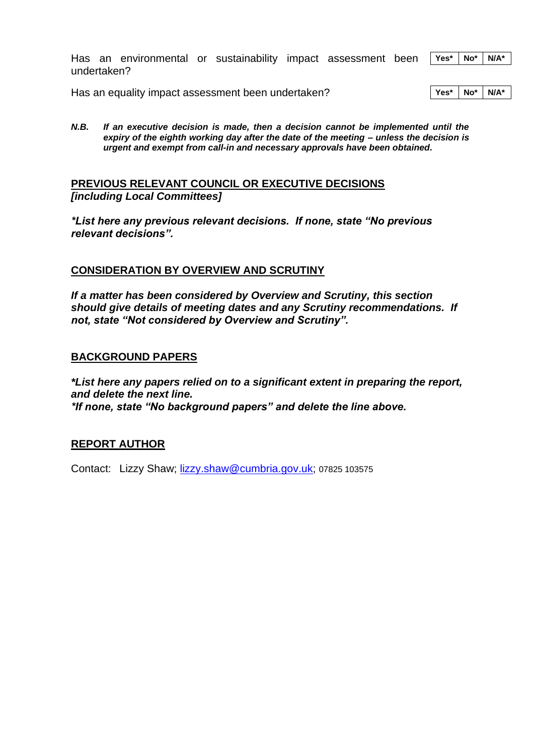Has an environmental or sustainability impact assessment been undertaken?

| | | |
|---|---|---|
| **Yes*** | **No*** | **N/A*** |

Has an equality impact assessment been undertaken?

| | | |
|---|---|---|
| **Yes*** | **No*** | **N/A*** |

***N.B. If an executive decision is made, then a decision cannot be implemented until the expiry of the eighth working day after the date of the meeting – unless the decision is urgent and exempt from call-in and necessary approvals have been obtained.***

## PREVIOUS RELEVANT COUNCIL OR EXECUTIVE DECISIONS

***[including Local Committees]***

***\*List here any previous relevant decisions. If none, state "No previous relevant decisions".***

## CONSIDERATION BY OVERVIEW AND SCRUTINY

***If a matter has been considered by Overview and Scrutiny, this section should give details of meeting dates and any Scrutiny recommendations. If not, state "Not considered by Overview and Scrutiny".***

## BACKGROUND PAPERS

***\*List here any papers relied on to a significant extent in preparing the report, and delete the next line.***
***\*If none, state "No background papers" and delete the line above.***

## REPORT AUTHOR

Contact: Lizzy Shaw; lizzy.shaw@cumbria.gov.uk; 07825 103575